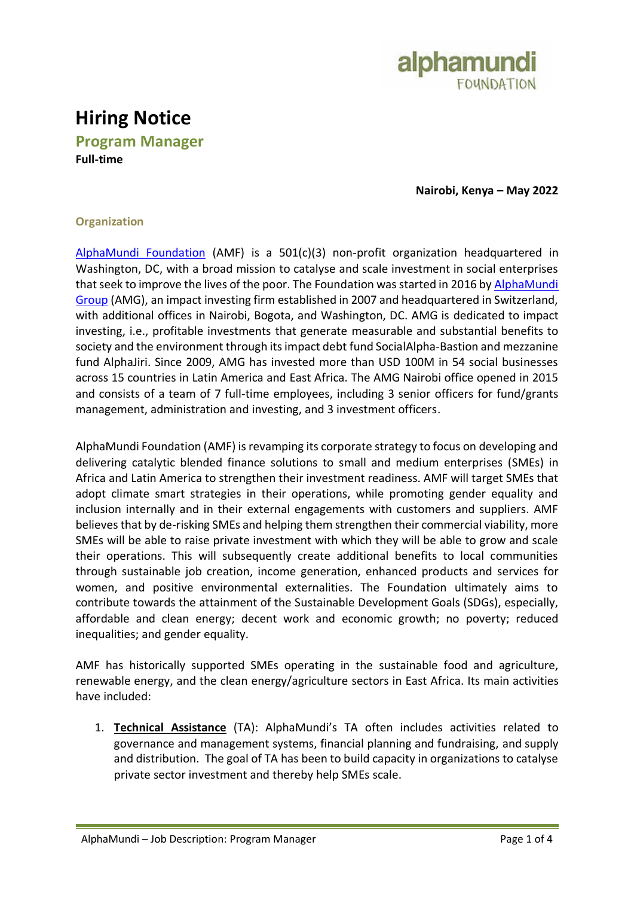# Hiring Notice

## Program Manager

**Full-time**

**Nairobi, Kenya – May 2022**

### Organization

AlphaMundi Foundation (AMF) is a 501(c)(3) non-profit organization headquartered in Washington, DC, with a broad mission to catalyse and scale investment in social enterprises that seek to improve the lives of the poor. The Foundation was started in 2016 by AlphaMundi Group (AMG), an impact investing firm established in 2007 and headquartered in Switzerland, with additional offices in Nairobi, Bogota, and Washington, DC. AMG is dedicated to impact investing, i.e., profitable investments that generate measurable and substantial benefits to society and the environment through its impact debt fund SocialAlpha-Bastion and mezzanine fund AlphaJiri. Since 2009, AMG has invested more than USD 100M in 54 social businesses across 15 countries in Latin America and East Africa. The AMG Nairobi office opened in 2015 and consists of a team of 7 full-time employees, including 3 senior officers for fund/grants management, administration and investing, and 3 investment officers.

AlphaMundi Foundation (AMF) is revamping its corporate strategy to focus on developing and delivering catalytic blended finance solutions to small and medium enterprises (SMEs) in Africa and Latin America to strengthen their investment readiness. AMF will target SMEs that adopt climate smart strategies in their operations, while promoting gender equality and inclusion internally and in their external engagements with customers and suppliers. AMF believes that by de-risking SMEs and helping them strengthen their commercial viability, more SMEs will be able to raise private investment with which they will be able to grow and scale their operations. This will subsequently create additional benefits to local communities through sustainable job creation, income generation, enhanced products and services for women, and positive environmental externalities. The Foundation ultimately aims to contribute towards the attainment of the Sustainable Development Goals (SDGs), especially, affordable and clean energy; decent work and economic growth; no poverty; reduced inequalities; and gender equality.

AMF has historically supported SMEs operating in the sustainable food and agriculture, renewable energy, and the clean energy/agriculture sectors in East Africa. Its main activities have included:

1. **Technical Assistance** (TA): AlphaMundi's TA often includes activities related to governance and management systems, financial planning and fundraising, and supply and distribution. The goal of TA has been to build capacity in organizations to catalyse private sector investment and thereby help SMEs scale.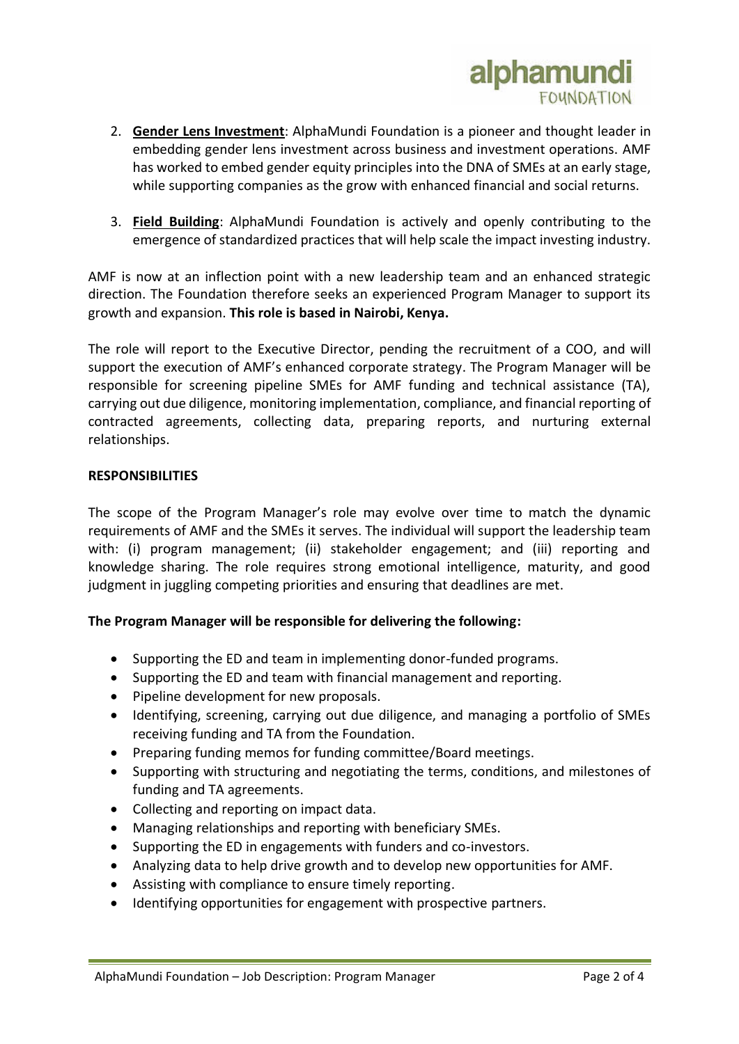2. **Gender Lens Investment**: AlphaMundi Foundation is a pioneer and thought leader in embedding gender lens investment across business and investment operations. AMF has worked to embed gender equity principles into the DNA of SMEs at an early stage, while supporting companies as the grow with enhanced financial and social returns.

3. **Field Building**: AlphaMundi Foundation is actively and openly contributing to the emergence of standardized practices that will help scale the impact investing industry.

AMF is now at an inflection point with a new leadership team and an enhanced strategic direction. The Foundation therefore seeks an experienced Program Manager to support its growth and expansion. **This role is based in Nairobi, Kenya.**

The role will report to the Executive Director, pending the recruitment of a COO, and will support the execution of AMF's enhanced corporate strategy. The Program Manager will be responsible for screening pipeline SMEs for AMF funding and technical assistance (TA), carrying out due diligence, monitoring implementation, compliance, and financial reporting of contracted agreements, collecting data, preparing reports, and nurturing external relationships.

## RESPONSIBILITIES

The scope of the Program Manager's role may evolve over time to match the dynamic requirements of AMF and the SMEs it serves. The individual will support the leadership team with: (i) program management; (ii) stakeholder engagement; and (iii) reporting and knowledge sharing. The role requires strong emotional intelligence, maturity, and good judgment in juggling competing priorities and ensuring that deadlines are met.

**The Program Manager will be responsible for delivering the following:**

- Supporting the ED and team in implementing donor-funded programs.
- Supporting the ED and team with financial management and reporting.
- Pipeline development for new proposals.
- Identifying, screening, carrying out due diligence, and managing a portfolio of SMEs receiving funding and TA from the Foundation.
- Preparing funding memos for funding committee/Board meetings.
- Supporting with structuring and negotiating the terms, conditions, and milestones of funding and TA agreements.
- Collecting and reporting on impact data.
- Managing relationships and reporting with beneficiary SMEs.
- Supporting the ED in engagements with funders and co-investors.
- Analyzing data to help drive growth and to develop new opportunities for AMF.
- Assisting with compliance to ensure timely reporting.
- Identifying opportunities for engagement with prospective partners.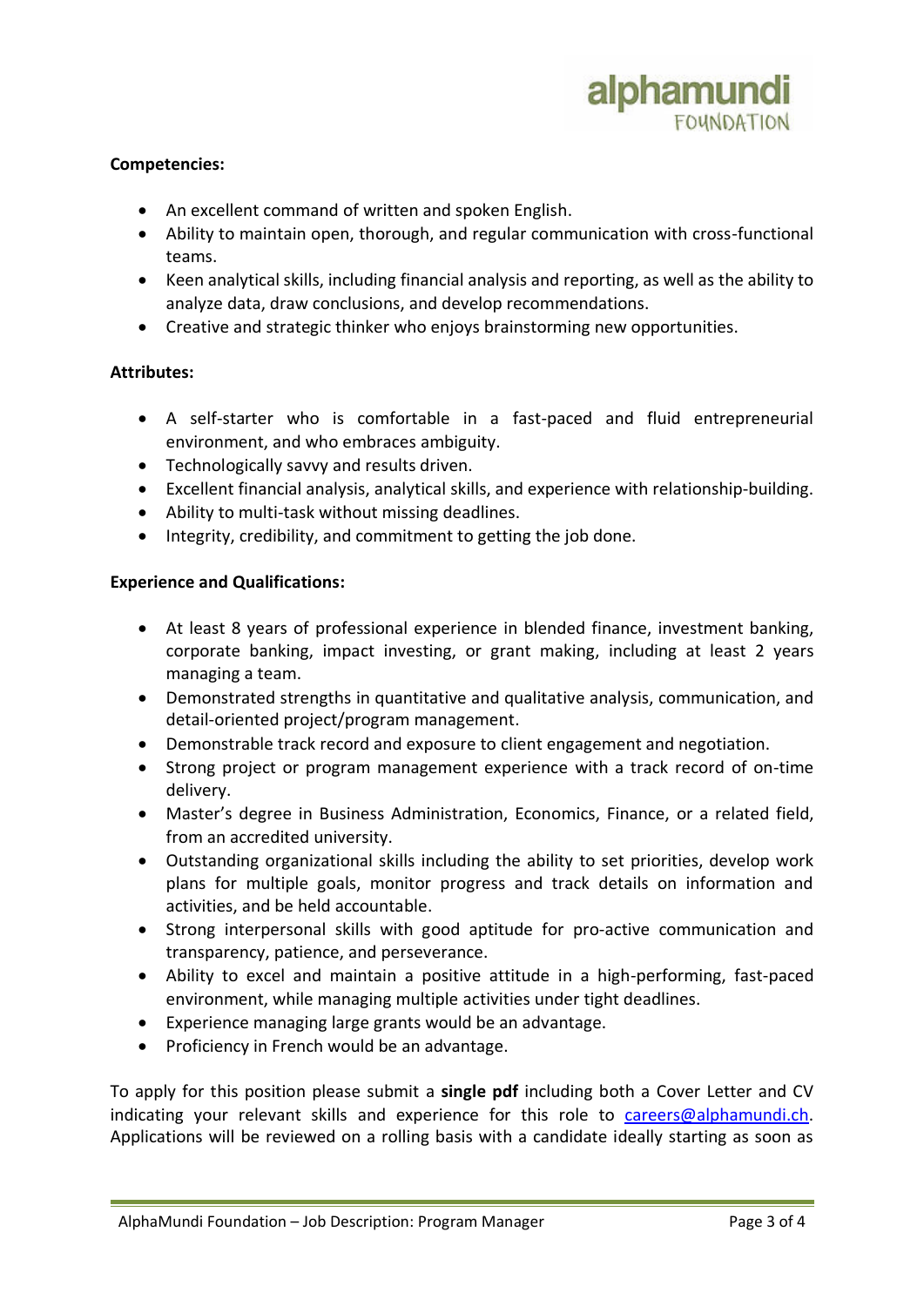**Competencies:**

- An excellent command of written and spoken English.
- Ability to maintain open, thorough, and regular communication with cross-functional teams.
- Keen analytical skills, including financial analysis and reporting, as well as the ability to analyze data, draw conclusions, and develop recommendations.
- Creative and strategic thinker who enjoys brainstorming new opportunities.

**Attributes:**

- A self-starter who is comfortable in a fast-paced and fluid entrepreneurial environment, and who embraces ambiguity.
- Technologically savvy and results driven.
- Excellent financial analysis, analytical skills, and experience with relationship-building.
- Ability to multi-task without missing deadlines.
- Integrity, credibility, and commitment to getting the job done.

**Experience and Qualifications:**

- At least 8 years of professional experience in blended finance, investment banking, corporate banking, impact investing, or grant making, including at least 2 years managing a team.
- Demonstrated strengths in quantitative and qualitative analysis, communication, and detail-oriented project/program management.
- Demonstrable track record and exposure to client engagement and negotiation.
- Strong project or program management experience with a track record of on-time delivery.
- Master's degree in Business Administration, Economics, Finance, or a related field, from an accredited university.
- Outstanding organizational skills including the ability to set priorities, develop work plans for multiple goals, monitor progress and track details on information and activities, and be held accountable.
- Strong interpersonal skills with good aptitude for pro-active communication and transparency, patience, and perseverance.
- Ability to excel and maintain a positive attitude in a high-performing, fast-paced environment, while managing multiple activities under tight deadlines.
- Experience managing large grants would be an advantage.
- Proficiency in French would be an advantage.

To apply for this position please submit a **single pdf** including both a Cover Letter and CV indicating your relevant skills and experience for this role to careers@alphamundi.ch. Applications will be reviewed on a rolling basis with a candidate ideally starting as soon as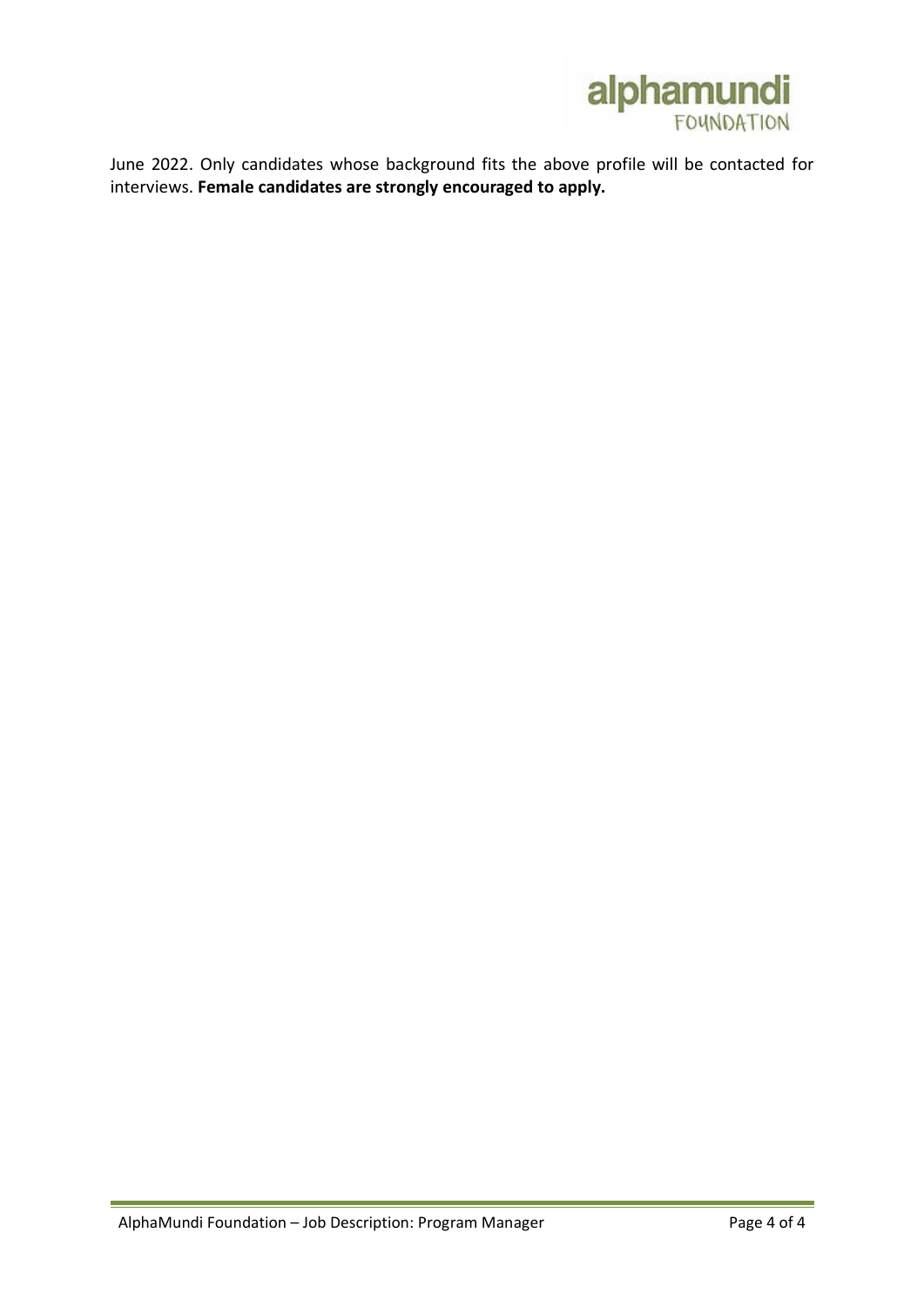June 2022. Only candidates whose background fits the above profile will be contacted for interviews. **Female candidates are strongly encouraged to apply.**